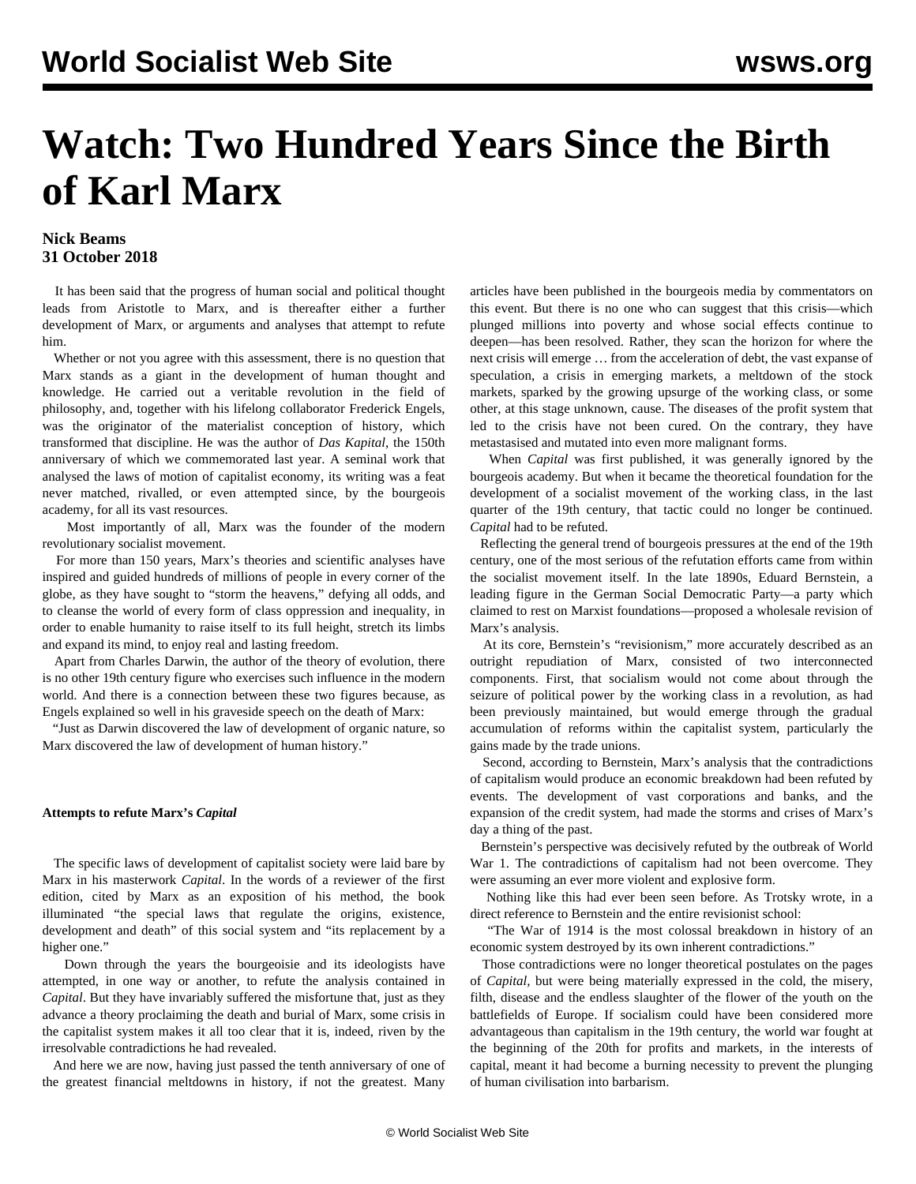# Watch: Two Hundred Years Since the Birth of Karl Marx

**Nick Beams**
**31 October 2018**

It has been said that the progress of human social and political thought leads from Aristotle to Marx, and is thereafter either a further development of Marx, or arguments and analyses that attempt to refute him.

Whether or not you agree with this assessment, there is no question that Marx stands as a giant in the development of human thought and knowledge. He carried out a veritable revolution in the field of philosophy, and, together with his lifelong collaborator Frederick Engels, was the originator of the materialist conception of history, which transformed that discipline. He was the author of *Das Kapital*, the 150th anniversary of which we commemorated last year. A seminal work that analysed the laws of motion of capitalist economy, its writing was a feat never matched, rivalled, or even attempted since, by the bourgeois academy, for all its vast resources.

Most importantly of all, Marx was the founder of the modern revolutionary socialist movement.

For more than 150 years, Marx's theories and scientific analyses have inspired and guided hundreds of millions of people in every corner of the globe, as they have sought to "storm the heavens," defying all odds, and to cleanse the world of every form of class oppression and inequality, in order to enable humanity to raise itself to its full height, stretch its limbs and expand its mind, to enjoy real and lasting freedom.

Apart from Charles Darwin, the author of the theory of evolution, there is no other 19th century figure who exercises such influence in the modern world. And there is a connection between these two figures because, as Engels explained so well in his graveside speech on the death of Marx:

"Just as Darwin discovered the law of development of organic nature, so Marx discovered the law of development of human history."

**Attempts to refute Marx's *Capital***

The specific laws of development of capitalist society were laid bare by Marx in his masterwork *Capital*. In the words of a reviewer of the first edition, cited by Marx as an exposition of his method, the book illuminated "the special laws that regulate the origins, existence, development and death" of this social system and "its replacement by a higher one."

Down through the years the bourgeoisie and its ideologists have attempted, in one way or another, to refute the analysis contained in *Capital*. But they have invariably suffered the misfortune that, just as they advance a theory proclaiming the death and burial of Marx, some crisis in the capitalist system makes it all too clear that it is, indeed, riven by the irresolvable contradictions he had revealed.

And here we are now, having just passed the tenth anniversary of one of the greatest financial meltdowns in history, if not the greatest. Many articles have been published in the bourgeois media by commentators on this event. But there is no one who can suggest that this crisis—which plunged millions into poverty and whose social effects continue to deepen—has been resolved. Rather, they scan the horizon for where the next crisis will emerge … from the acceleration of debt, the vast expanse of speculation, a crisis in emerging markets, a meltdown of the stock markets, sparked by the growing upsurge of the working class, or some other, at this stage unknown, cause. The diseases of the profit system that led to the crisis have not been cured. On the contrary, they have metastasised and mutated into even more malignant forms.

When *Capital* was first published, it was generally ignored by the bourgeois academy. But when it became the theoretical foundation for the development of a socialist movement of the working class, in the last quarter of the 19th century, that tactic could no longer be continued. *Capital* had to be refuted.

Reflecting the general trend of bourgeois pressures at the end of the 19th century, one of the most serious of the refutation efforts came from within the socialist movement itself. In the late 1890s, Eduard Bernstein, a leading figure in the German Social Democratic Party—a party which claimed to rest on Marxist foundations—proposed a wholesale revision of Marx's analysis.

At its core, Bernstein's "revisionism," more accurately described as an outright repudiation of Marx, consisted of two interconnected components. First, that socialism would not come about through the seizure of political power by the working class in a revolution, as had been previously maintained, but would emerge through the gradual accumulation of reforms within the capitalist system, particularly the gains made by the trade unions.

Second, according to Bernstein, Marx's analysis that the contradictions of capitalism would produce an economic breakdown had been refuted by events. The development of vast corporations and banks, and the expansion of the credit system, had made the storms and crises of Marx's day a thing of the past.

Bernstein's perspective was decisively refuted by the outbreak of World War 1. The contradictions of capitalism had not been overcome. They were assuming an ever more violent and explosive form.

Nothing like this had ever been seen before. As Trotsky wrote, in a direct reference to Bernstein and the entire revisionist school:

"The War of 1914 is the most colossal breakdown in history of an economic system destroyed by its own inherent contradictions."

Those contradictions were no longer theoretical postulates on the pages of *Capital*, but were being materially expressed in the cold, the misery, filth, disease and the endless slaughter of the flower of the youth on the battlefields of Europe. If socialism could have been considered more advantageous than capitalism in the 19th century, the world war fought at the beginning of the 20th for profits and markets, in the interests of capital, meant it had become a burning necessity to prevent the plunging of human civilisation into barbarism.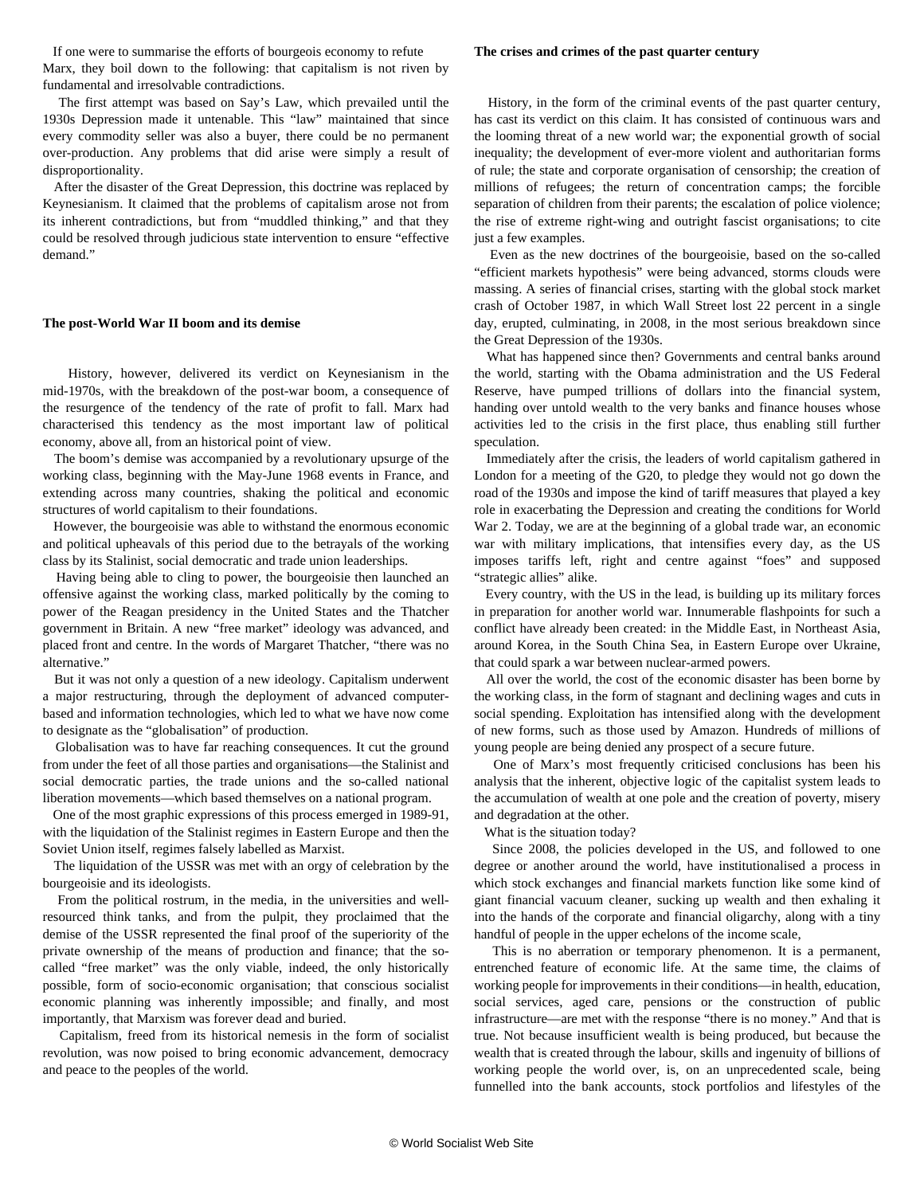If one were to summarise the efforts of bourgeois economy to refute Marx, they boil down to the following: that capitalism is not riven by fundamental and irresolvable contradictions.

The first attempt was based on Say's Law, which prevailed until the 1930s Depression made it untenable. This "law" maintained that since every commodity seller was also a buyer, there could be no permanent over-production. Any problems that did arise were simply a result of disproportionality.

After the disaster of the Great Depression, this doctrine was replaced by Keynesianism. It claimed that the problems of capitalism arose not from its inherent contradictions, but from "muddled thinking," and that they could be resolved through judicious state intervention to ensure "effective demand."

**The post-World War II boom and its demise**

History, however, delivered its verdict on Keynesianism in the mid-1970s, with the breakdown of the post-war boom, a consequence of the resurgence of the tendency of the rate of profit to fall. Marx had characterised this tendency as the most important law of political economy, above all, from an historical point of view.

The boom's demise was accompanied by a revolutionary upsurge of the working class, beginning with the May-June 1968 events in France, and extending across many countries, shaking the political and economic structures of world capitalism to their foundations.

However, the bourgeoisie was able to withstand the enormous economic and political upheavals of this period due to the betrayals of the working class by its Stalinist, social democratic and trade union leaderships.

Having being able to cling to power, the bourgeoisie then launched an offensive against the working class, marked politically by the coming to power of the Reagan presidency in the United States and the Thatcher government in Britain. A new "free market" ideology was advanced, and placed front and centre. In the words of Margaret Thatcher, "there was no alternative."

But it was not only a question of a new ideology. Capitalism underwent a major restructuring, through the deployment of advanced computer-based and information technologies, which led to what we have now come to designate as the "globalisation" of production.

Globalisation was to have far reaching consequences. It cut the ground from under the feet of all those parties and organisations—the Stalinist and social democratic parties, the trade unions and the so-called national liberation movements—which based themselves on a national program.

One of the most graphic expressions of this process emerged in 1989-91, with the liquidation of the Stalinist regimes in Eastern Europe and then the Soviet Union itself, regimes falsely labelled as Marxist.

The liquidation of the USSR was met with an orgy of celebration by the bourgeoisie and its ideologists.

From the political rostrum, in the media, in the universities and well-resourced think tanks, and from the pulpit, they proclaimed that the demise of the USSR represented the final proof of the superiority of the private ownership of the means of production and finance; that the so-called "free market" was the only viable, indeed, the only historically possible, form of socio-economic organisation; that conscious socialist economic planning was inherently impossible; and finally, and most importantly, that Marxism was forever dead and buried.

Capitalism, freed from its historical nemesis in the form of socialist revolution, was now poised to bring economic advancement, democracy and peace to the peoples of the world.

**The crises and crimes of the past quarter century**

History, in the form of the criminal events of the past quarter century, has cast its verdict on this claim. It has consisted of continuous wars and the looming threat of a new world war; the exponential growth of social inequality; the development of ever-more violent and authoritarian forms of rule; the state and corporate organisation of censorship; the creation of millions of refugees; the return of concentration camps; the forcible separation of children from their parents; the escalation of police violence; the rise of extreme right-wing and outright fascist organisations; to cite just a few examples.

Even as the new doctrines of the bourgeoisie, based on the so-called "efficient markets hypothesis" were being advanced, storms clouds were massing. A series of financial crises, starting with the global stock market crash of October 1987, in which Wall Street lost 22 percent in a single day, erupted, culminating, in 2008, in the most serious breakdown since the Great Depression of the 1930s.

What has happened since then? Governments and central banks around the world, starting with the Obama administration and the US Federal Reserve, have pumped trillions of dollars into the financial system, handing over untold wealth to the very banks and finance houses whose activities led to the crisis in the first place, thus enabling still further speculation.

Immediately after the crisis, the leaders of world capitalism gathered in London for a meeting of the G20, to pledge they would not go down the road of the 1930s and impose the kind of tariff measures that played a key role in exacerbating the Depression and creating the conditions for World War 2. Today, we are at the beginning of a global trade war, an economic war with military implications, that intensifies every day, as the US imposes tariffs left, right and centre against "foes" and supposed "strategic allies" alike.

Every country, with the US in the lead, is building up its military forces in preparation for another world war. Innumerable flashpoints for such a conflict have already been created: in the Middle East, in Northeast Asia, around Korea, in the South China Sea, in Eastern Europe over Ukraine, that could spark a war between nuclear-armed powers.

All over the world, the cost of the economic disaster has been borne by the working class, in the form of stagnant and declining wages and cuts in social spending. Exploitation has intensified along with the development of new forms, such as those used by Amazon. Hundreds of millions of young people are being denied any prospect of a secure future.

One of Marx's most frequently criticised conclusions has been his analysis that the inherent, objective logic of the capitalist system leads to the accumulation of wealth at one pole and the creation of poverty, misery and degradation at the other.

What is the situation today?

Since 2008, the policies developed in the US, and followed to one degree or another around the world, have institutionalised a process in which stock exchanges and financial markets function like some kind of giant financial vacuum cleaner, sucking up wealth and then exhaling it into the hands of the corporate and financial oligarchy, along with a tiny handful of people in the upper echelons of the income scale,

This is no aberration or temporary phenomenon. It is a permanent, entrenched feature of economic life. At the same time, the claims of working people for improvements in their conditions—in health, education, social services, aged care, pensions or the construction of public infrastructure—are met with the response "there is no money." And that is true. Not because insufficient wealth is being produced, but because the wealth that is created through the labour, skills and ingenuity of billions of working people the world over, is, on an unprecedented scale, being funnelled into the bank accounts, stock portfolios and lifestyles of the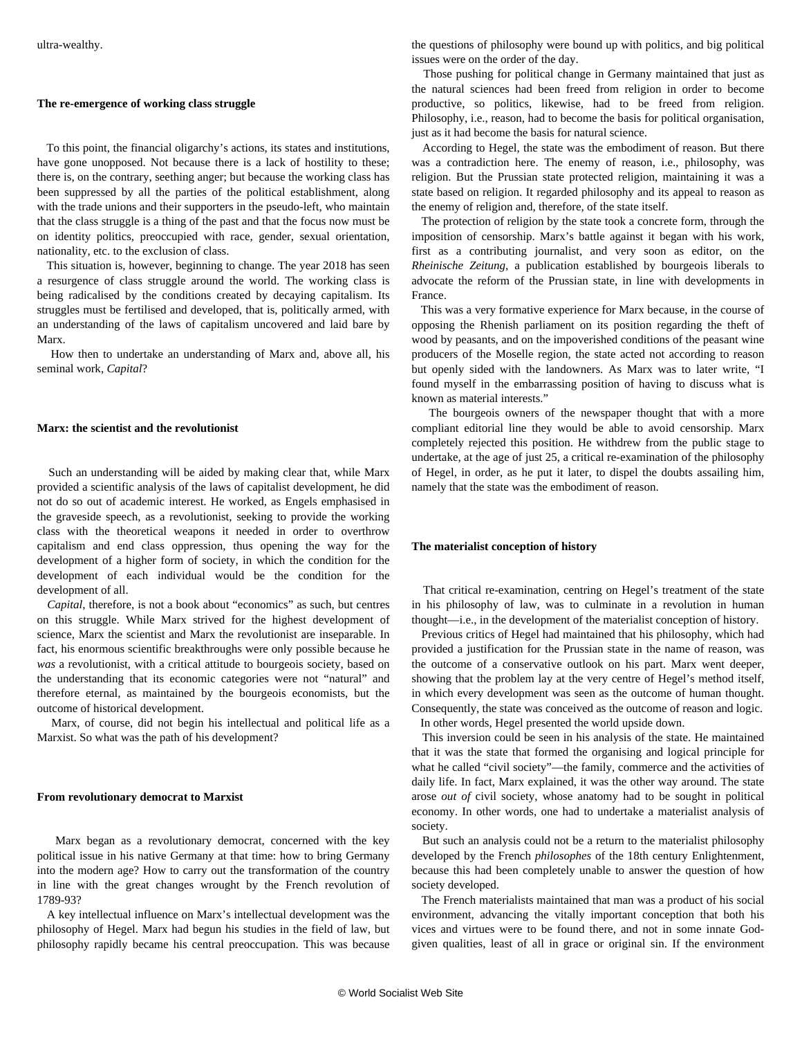ultra-wealthy.

## The re-emergence of working class struggle

To this point, the financial oligarchy's actions, its states and institutions, have gone unopposed. Not because there is a lack of hostility to these; there is, on the contrary, seething anger; but because the working class has been suppressed by all the parties of the political establishment, along with the trade unions and their supporters in the pseudo-left, who maintain that the class struggle is a thing of the past and that the focus now must be on identity politics, preoccupied with race, gender, sexual orientation, nationality, etc. to the exclusion of class.

This situation is, however, beginning to change. The year 2018 has seen a resurgence of class struggle around the world. The working class is being radicalised by the conditions created by decaying capitalism. Its struggles must be fertilised and developed, that is, politically armed, with an understanding of the laws of capitalism uncovered and laid bare by Marx.

How then to undertake an understanding of Marx and, above all, his seminal work, *Capital*?

## Marx: the scientist and the revolutionist

Such an understanding will be aided by making clear that, while Marx provided a scientific analysis of the laws of capitalist development, he did not do so out of academic interest. He worked, as Engels emphasised in the graveside speech, as a revolutionist, seeking to provide the working class with the theoretical weapons it needed in order to overthrow capitalism and end class oppression, thus opening the way for the development of a higher form of society, in which the condition for the development of each individual would be the condition for the development of all.

*Capital*, therefore, is not a book about "economics" as such, but centres on this struggle. While Marx strived for the highest development of science, Marx the scientist and Marx the revolutionist are inseparable. In fact, his enormous scientific breakthroughs were only possible because he *was* a revolutionist, with a critical attitude to bourgeois society, based on the understanding that its economic categories were not "natural" and therefore eternal, as maintained by the bourgeois economists, but the outcome of historical development.

Marx, of course, did not begin his intellectual and political life as a Marxist. So what was the path of his development?

## From revolutionary democrat to Marxist

Marx began as a revolutionary democrat, concerned with the key political issue in his native Germany at that time: how to bring Germany into the modern age? How to carry out the transformation of the country in line with the great changes wrought by the French revolution of 1789-93?

A key intellectual influence on Marx's intellectual development was the philosophy of Hegel. Marx had begun his studies in the field of law, but philosophy rapidly became his central preoccupation. This was because the questions of philosophy were bound up with politics, and big political issues were on the order of the day.

Those pushing for political change in Germany maintained that just as the natural sciences had been freed from religion in order to become productive, so politics, likewise, had to be freed from religion. Philosophy, i.e., reason, had to become the basis for political organisation, just as it had become the basis for natural science.

According to Hegel, the state was the embodiment of reason. But there was a contradiction here. The enemy of reason, i.e., philosophy, was religion. But the Prussian state protected religion, maintaining it was a state based on religion. It regarded philosophy and its appeal to reason as the enemy of religion and, therefore, of the state itself.

The protection of religion by the state took a concrete form, through the imposition of censorship. Marx's battle against it began with his work, first as a contributing journalist, and very soon as editor, on the *Rheinische Zeitung*, a publication established by bourgeois liberals to advocate the reform of the Prussian state, in line with developments in France.

This was a very formative experience for Marx because, in the course of opposing the Rhenish parliament on its position regarding the theft of wood by peasants, and on the impoverished conditions of the peasant wine producers of the Moselle region, the state acted not according to reason but openly sided with the landowners. As Marx was to later write, "I found myself in the embarrassing position of having to discuss what is known as material interests."

The bourgeois owners of the newspaper thought that with a more compliant editorial line they would be able to avoid censorship. Marx completely rejected this position. He withdrew from the public stage to undertake, at the age of just 25, a critical re-examination of the philosophy of Hegel, in order, as he put it later, to dispel the doubts assailing him, namely that the state was the embodiment of reason.

## The materialist conception of history

That critical re-examination, centring on Hegel's treatment of the state in his philosophy of law, was to culminate in a revolution in human thought—i.e., in the development of the materialist conception of history.

Previous critics of Hegel had maintained that his philosophy, which had provided a justification for the Prussian state in the name of reason, was the outcome of a conservative outlook on his part. Marx went deeper, showing that the problem lay at the very centre of Hegel's method itself, in which every development was seen as the outcome of human thought. Consequently, the state was conceived as the outcome of reason and logic.

In other words, Hegel presented the world upside down.

This inversion could be seen in his analysis of the state. He maintained that it was the state that formed the organising and logical principle for what he called "civil society"—the family, commerce and the activities of daily life. In fact, Marx explained, it was the other way around. The state arose *out of* civil society, whose anatomy had to be sought in political economy. In other words, one had to undertake a materialist analysis of society.

But such an analysis could not be a return to the materialist philosophy developed by the French *philosophes* of the 18th century Enlightenment, because this had been completely unable to answer the question of how society developed.

The French materialists maintained that man was a product of his social environment, advancing the vitally important conception that both his vices and virtues were to be found there, and not in some innate God-given qualities, least of all in grace or original sin. If the environment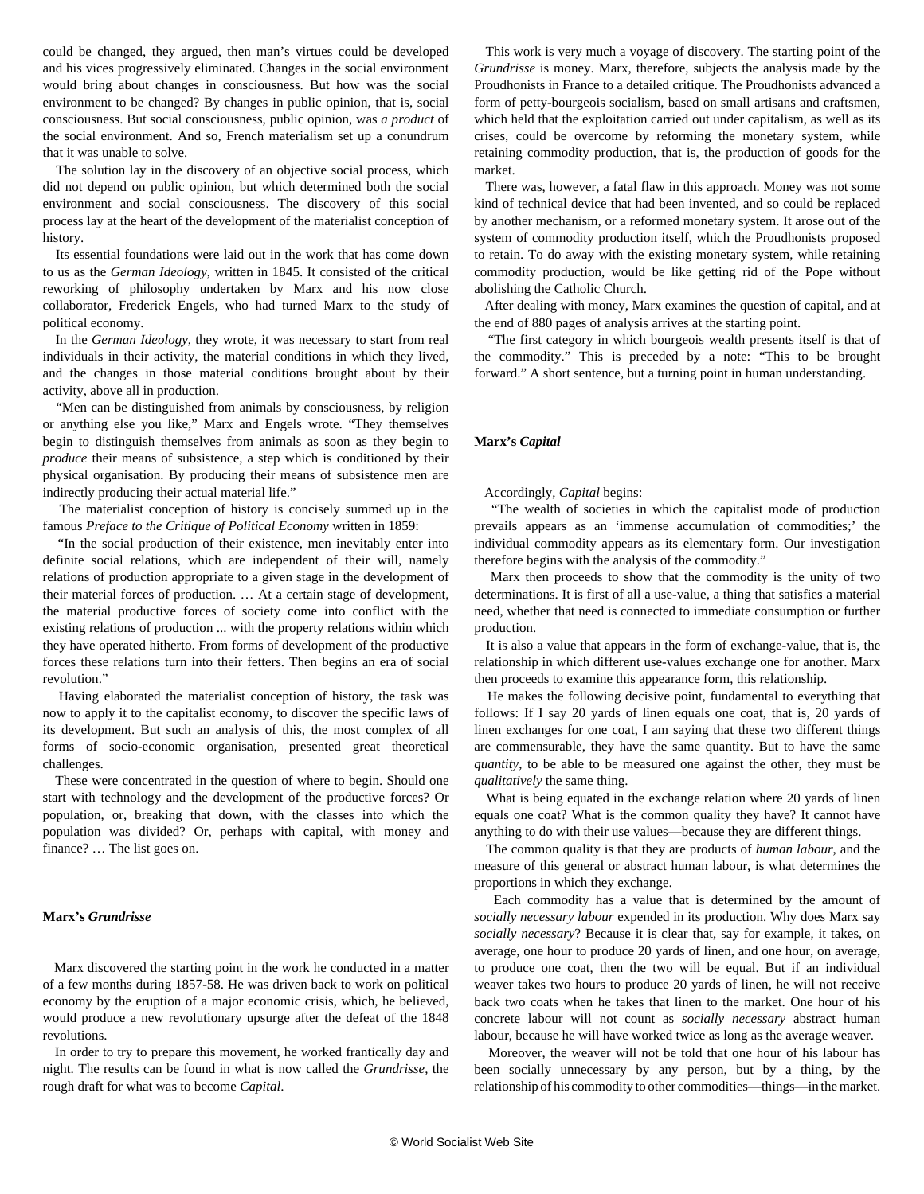could be changed, they argued, then man's virtues could be developed and his vices progressively eliminated. Changes in the social environment would bring about changes in consciousness. But how was the social environment to be changed? By changes in public opinion, that is, social consciousness. But social consciousness, public opinion, was *a product* of the social environment. And so, French materialism set up a conundrum that it was unable to solve.

The solution lay in the discovery of an objective social process, which did not depend on public opinion, but which determined both the social environment and social consciousness. The discovery of this social process lay at the heart of the development of the materialist conception of history.

Its essential foundations were laid out in the work that has come down to us as the *German Ideology*, written in 1845. It consisted of the critical reworking of philosophy undertaken by Marx and his now close collaborator, Frederick Engels, who had turned Marx to the study of political economy.

In the *German Ideology*, they wrote, it was necessary to start from real individuals in their activity, the material conditions in which they lived, and the changes in those material conditions brought about by their activity, above all in production.

"Men can be distinguished from animals by consciousness, by religion or anything else you like," Marx and Engels wrote. "They themselves begin to distinguish themselves from animals as soon as they begin to *produce* their means of subsistence, a step which is conditioned by their physical organisation. By producing their means of subsistence men are indirectly producing their actual material life."

The materialist conception of history is concisely summed up in the famous *Preface to the Critique of Political Economy* written in 1859:

"In the social production of their existence, men inevitably enter into definite social relations, which are independent of their will, namely relations of production appropriate to a given stage in the development of their material forces of production. … At a certain stage of development, the material productive forces of society come into conflict with the existing relations of production ... with the property relations within which they have operated hitherto. From forms of development of the productive forces these relations turn into their fetters. Then begins an era of social revolution."

Having elaborated the materialist conception of history, the task was now to apply it to the capitalist economy, to discover the specific laws of its development. But such an analysis of this, the most complex of all forms of socio-economic organisation, presented great theoretical challenges.

These were concentrated in the question of where to begin. Should one start with technology and the development of the productive forces? Or population, or, breaking that down, with the classes into which the population was divided? Or, perhaps with capital, with money and finance? … The list goes on.

### Marx's *Grundrisse*

Marx discovered the starting point in the work he conducted in a matter of a few months during 1857-58. He was driven back to work on political economy by the eruption of a major economic crisis, which, he believed, would produce a new revolutionary upsurge after the defeat of the 1848 revolutions.

In order to try to prepare this movement, he worked frantically day and night. The results can be found in what is now called the *Grundrisse*, the rough draft for what was to become *Capital*.

This work is very much a voyage of discovery. The starting point of the *Grundrisse* is money. Marx, therefore, subjects the analysis made by the Proudhonists in France to a detailed critique. The Proudhonists advanced a form of petty-bourgeois socialism, based on small artisans and craftsmen, which held that the exploitation carried out under capitalism, as well as its crises, could be overcome by reforming the monetary system, while retaining commodity production, that is, the production of goods for the market.

There was, however, a fatal flaw in this approach. Money was not some kind of technical device that had been invented, and so could be replaced by another mechanism, or a reformed monetary system. It arose out of the system of commodity production itself, which the Proudhonists proposed to retain. To do away with the existing monetary system, while retaining commodity production, would be like getting rid of the Pope without abolishing the Catholic Church.

After dealing with money, Marx examines the question of capital, and at the end of 880 pages of analysis arrives at the starting point.

"The first category in which bourgeois wealth presents itself is that of the commodity." This is preceded by a note: "This to be brought forward." A short sentence, but a turning point in human understanding.

### Marx's *Capital*

Accordingly, *Capital* begins:

"The wealth of societies in which the capitalist mode of production prevails appears as an 'immense accumulation of commodities;' the individual commodity appears as its elementary form. Our investigation therefore begins with the analysis of the commodity."

Marx then proceeds to show that the commodity is the unity of two determinations. It is first of all a use-value, a thing that satisfies a material need, whether that need is connected to immediate consumption or further production.

It is also a value that appears in the form of exchange-value, that is, the relationship in which different use-values exchange one for another. Marx then proceeds to examine this appearance form, this relationship.

He makes the following decisive point, fundamental to everything that follows: If I say 20 yards of linen equals one coat, that is, 20 yards of linen exchanges for one coat, I am saying that these two different things are commensurable, they have the same quantity. But to have the same *quantity*, to be able to be measured one against the other, they must be *qualitatively* the same thing.

What is being equated in the exchange relation where 20 yards of linen equals one coat? What is the common quality they have? It cannot have anything to do with their use values—because they are different things.

The common quality is that they are products of *human labour*, and the measure of this general or abstract human labour, is what determines the proportions in which they exchange.

Each commodity has a value that is determined by the amount of *socially necessary labour* expended in its production. Why does Marx say *socially necessary*? Because it is clear that, say for example, it takes, on average, one hour to produce 20 yards of linen, and one hour, on average, to produce one coat, then the two will be equal. But if an individual weaver takes two hours to produce 20 yards of linen, he will not receive back two coats when he takes that linen to the market. One hour of his concrete labour will not count as *socially necessary* abstract human labour, because he will have worked twice as long as the average weaver.

Moreover, the weaver will not be told that one hour of his labour has been socially unnecessary by any person, but by a thing, by the relationship of his commodity to other commodities—things—in the market.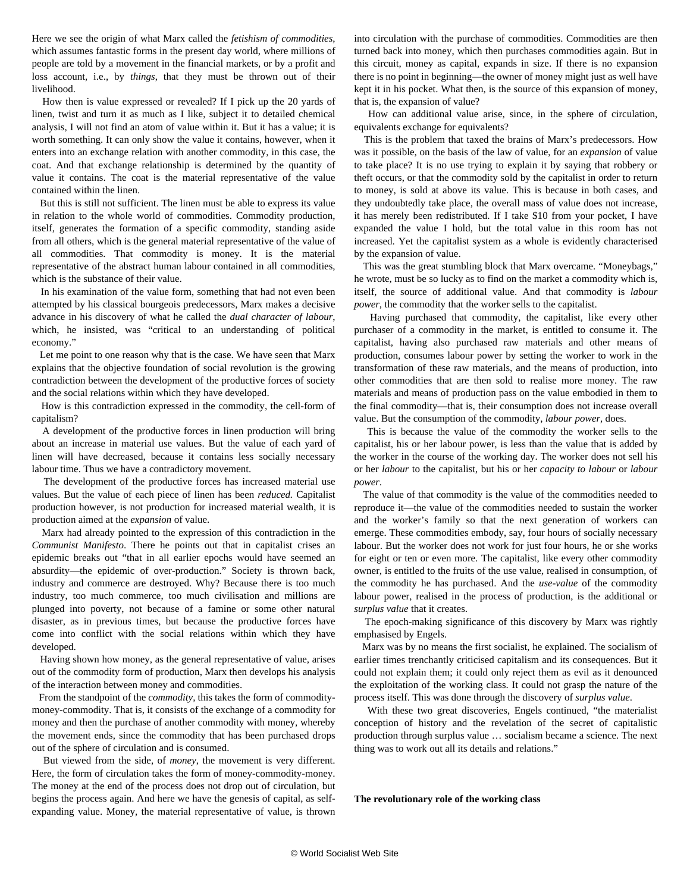Here we see the origin of what Marx called the *fetishism of commodities*, which assumes fantastic forms in the present day world, where millions of people are told by a movement in the financial markets, or by a profit and loss account, i.e., by *things*, that they must be thrown out of their livelihood.

How then is value expressed or revealed? If I pick up the 20 yards of linen, twist and turn it as much as I like, subject it to detailed chemical analysis, I will not find an atom of value within it. But it has a value; it is worth something. It can only show the value it contains, however, when it enters into an exchange relation with another commodity, in this case, the coat. And that exchange relationship is determined by the quantity of value it contains. The coat is the material representative of the value contained within the linen.

But this is still not sufficient. The linen must be able to express its value in relation to the whole world of commodities. Commodity production, itself, generates the formation of a specific commodity, standing aside from all others, which is the general material representative of the value of all commodities. That commodity is money. It is the material representative of the abstract human labour contained in all commodities, which is the substance of their value.

In his examination of the value form, something that had not even been attempted by his classical bourgeois predecessors, Marx makes a decisive advance in his discovery of what he called the *dual character of labour*, which, he insisted, was "critical to an understanding of political economy."

Let me point to one reason why that is the case. We have seen that Marx explains that the objective foundation of social revolution is the growing contradiction between the development of the productive forces of society and the social relations within which they have developed.

How is this contradiction expressed in the commodity, the cell-form of capitalism?

A development of the productive forces in linen production will bring about an increase in material use values. But the value of each yard of linen will have decreased, because it contains less socially necessary labour time. Thus we have a contradictory movement.

The development of the productive forces has increased material use values. But the value of each piece of linen has been *reduced.* Capitalist production however, is not production for increased material wealth, it is production aimed at the *expansion* of value.

Marx had already pointed to the expression of this contradiction in the *Communist Manifesto*. There he points out that in capitalist crises an epidemic breaks out "that in all earlier epochs would have seemed an absurdity—the epidemic of over-production." Society is thrown back, industry and commerce are destroyed. Why? Because there is too much industry, too much commerce, too much civilisation and millions are plunged into poverty, not because of a famine or some other natural disaster, as in previous times, but because the productive forces have come into conflict with the social relations within which they have developed.

Having shown how money, as the general representative of value, arises out of the commodity form of production, Marx then develops his analysis of the interaction between money and commodities.

From the standpoint of the *commodity*, this takes the form of commodity-money-commodity. That is, it consists of the exchange of a commodity for money and then the purchase of another commodity with money, whereby the movement ends, since the commodity that has been purchased drops out of the sphere of circulation and is consumed.

But viewed from the side, of *money*, the movement is very different. Here, the form of circulation takes the form of money-commodity-money. The money at the end of the process does not drop out of circulation, but begins the process again. And here we have the genesis of capital, as self-expanding value. Money, the material representative of value, is thrown into circulation with the purchase of commodities. Commodities are then turned back into money, which then purchases commodities again. But in this circuit, money as capital, expands in size. If there is no expansion there is no point in beginning—the owner of money might just as well have kept it in his pocket. What then, is the source of this expansion of money, that is, the expansion of value?

How can additional value arise, since, in the sphere of circulation, equivalents exchange for equivalents?

This is the problem that taxed the brains of Marx's predecessors. How was it possible, on the basis of the law of value, for an *expansion* of value to take place? It is no use trying to explain it by saying that robbery or theft occurs, or that the commodity sold by the capitalist in order to return to money, is sold at above its value. This is because in both cases, and they undoubtedly take place, the overall mass of value does not increase, it has merely been redistributed. If I take $10 from your pocket, I have expanded the value I hold, but the total value in this room has not increased. Yet the capitalist system as a whole is evidently characterised by the expansion of value.

This was the great stumbling block that Marx overcame. "Moneybags," he wrote, must be so lucky as to find on the market a commodity which is, itself, the source of additional value. And that commodity is *labour power*, the commodity that the worker sells to the capitalist.

Having purchased that commodity, the capitalist, like every other purchaser of a commodity in the market, is entitled to consume it. The capitalist, having also purchased raw materials and other means of production, consumes labour power by setting the worker to work in the transformation of these raw materials, and the means of production, into other commodities that are then sold to realise more money. The raw materials and means of production pass on the value embodied in them to the final commodity—that is, their consumption does not increase overall value. But the consumption of the commodity, *labour power*, does.

This is because the value of the commodity the worker sells to the capitalist, his or her labour power, is less than the value that is added by the worker in the course of the working day. The worker does not sell his or her *labour* to the capitalist, but his or her *capacity to labour* or *labour power*.

The value of that commodity is the value of the commodities needed to reproduce it—the value of the commodities needed to sustain the worker and the worker's family so that the next generation of workers can emerge. These commodities embody, say, four hours of socially necessary labour. But the worker does not work for just four hours, he or she works for eight or ten or even more. The capitalist, like every other commodity owner, is entitled to the fruits of the use value, realised in consumption, of the commodity he has purchased. And the *use-value* of the commodity labour power, realised in the process of production, is the additional or *surplus value* that it creates.

The epoch-making significance of this discovery by Marx was rightly emphasised by Engels.

Marx was by no means the first socialist, he explained. The socialism of earlier times trenchantly criticised capitalism and its consequences. But it could not explain them; it could only reject them as evil as it denounced the exploitation of the working class. It could not grasp the nature of the process itself. This was done through the discovery of *surplus value*.

With these two great discoveries, Engels continued, "the materialist conception of history and the revelation of the secret of capitalistic production through surplus value … socialism became a science. The next thing was to work out all its details and relations."

**The revolutionary role of the working class**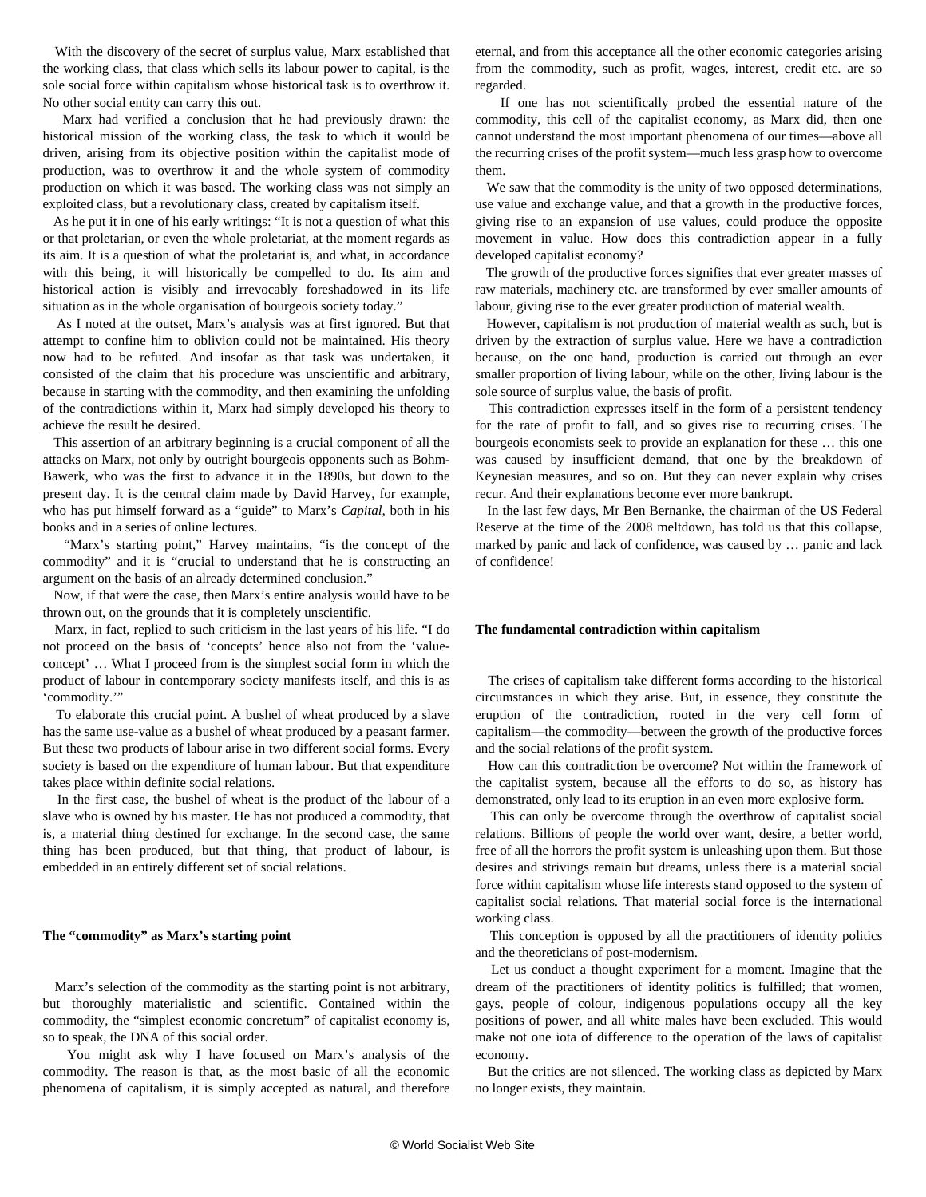With the discovery of the secret of surplus value, Marx established that the working class, that class which sells its labour power to capital, is the sole social force within capitalism whose historical task is to overthrow it. No other social entity can carry this out.

Marx had verified a conclusion that he had previously drawn: the historical mission of the working class, the task to which it would be driven, arising from its objective position within the capitalist mode of production, was to overthrow it and the whole system of commodity production on which it was based. The working class was not simply an exploited class, but a revolutionary class, created by capitalism itself.

As he put it in one of his early writings: "It is not a question of what this or that proletarian, or even the whole proletariat, at the moment regards as its aim. It is a question of what the proletariat is, and what, in accordance with this being, it will historically be compelled to do. Its aim and historical action is visibly and irrevocably foreshadowed in its life situation as in the whole organisation of bourgeois society today."

As I noted at the outset, Marx's analysis was at first ignored. But that attempt to confine him to oblivion could not be maintained. His theory now had to be refuted. And insofar as that task was undertaken, it consisted of the claim that his procedure was unscientific and arbitrary, because in starting with the commodity, and then examining the unfolding of the contradictions within it, Marx had simply developed his theory to achieve the result he desired.

This assertion of an arbitrary beginning is a crucial component of all the attacks on Marx, not only by outright bourgeois opponents such as Bohm-Bawerk, who was the first to advance it in the 1890s, but down to the present day. It is the central claim made by David Harvey, for example, who has put himself forward as a "guide" to Marx's *Capital*, both in his books and in a series of online lectures.

"Marx's starting point," Harvey maintains, "is the concept of the commodity" and it is "crucial to understand that he is constructing an argument on the basis of an already determined conclusion."

Now, if that were the case, then Marx's entire analysis would have to be thrown out, on the grounds that it is completely unscientific.

Marx, in fact, replied to such criticism in the last years of his life. "I do not proceed on the basis of 'concepts' hence also not from the 'value-concept' … What I proceed from is the simplest social form in which the product of labour in contemporary society manifests itself, and this is as 'commodity.'"

To elaborate this crucial point. A bushel of wheat produced by a slave has the same use-value as a bushel of wheat produced by a peasant farmer. But these two products of labour arise in two different social forms. Every society is based on the expenditure of human labour. But that expenditure takes place within definite social relations.

In the first case, the bushel of wheat is the product of the labour of a slave who is owned by his master. He has not produced a commodity, that is, a material thing destined for exchange. In the second case, the same thing has been produced, but that thing, that product of labour, is embedded in an entirely different set of social relations.

**The "commodity" as Marx's starting point**

Marx's selection of the commodity as the starting point is not arbitrary, but thoroughly materialistic and scientific. Contained within the commodity, the "simplest economic concretum" of capitalist economy is, so to speak, the DNA of this social order.

You might ask why I have focused on Marx's analysis of the commodity. The reason is that, as the most basic of all the economic phenomena of capitalism, it is simply accepted as natural, and therefore eternal, and from this acceptance all the other economic categories arising from the commodity, such as profit, wages, interest, credit etc. are so regarded.

If one has not scientifically probed the essential nature of the commodity, this cell of the capitalist economy, as Marx did, then one cannot understand the most important phenomena of our times—above all the recurring crises of the profit system—much less grasp how to overcome them.

We saw that the commodity is the unity of two opposed determinations, use value and exchange value, and that a growth in the productive forces, giving rise to an expansion of use values, could produce the opposite movement in value. How does this contradiction appear in a fully developed capitalist economy?

The growth of the productive forces signifies that ever greater masses of raw materials, machinery etc. are transformed by ever smaller amounts of labour, giving rise to the ever greater production of material wealth.

However, capitalism is not production of material wealth as such, but is driven by the extraction of surplus value. Here we have a contradiction because, on the one hand, production is carried out through an ever smaller proportion of living labour, while on the other, living labour is the sole source of surplus value, the basis of profit.

This contradiction expresses itself in the form of a persistent tendency for the rate of profit to fall, and so gives rise to recurring crises. The bourgeois economists seek to provide an explanation for these … this one was caused by insufficient demand, that one by the breakdown of Keynesian measures, and so on. But they can never explain why crises recur. And their explanations become ever more bankrupt.

In the last few days, Mr Ben Bernanke, the chairman of the US Federal Reserve at the time of the 2008 meltdown, has told us that this collapse, marked by panic and lack of confidence, was caused by … panic and lack of confidence!

**The fundamental contradiction within capitalism**

The crises of capitalism take different forms according to the historical circumstances in which they arise. But, in essence, they constitute the eruption of the contradiction, rooted in the very cell form of capitalism—the commodity—between the growth of the productive forces and the social relations of the profit system.

How can this contradiction be overcome? Not within the framework of the capitalist system, because all the efforts to do so, as history has demonstrated, only lead to its eruption in an even more explosive form.

This can only be overcome through the overthrow of capitalist social relations. Billions of people the world over want, desire, a better world, free of all the horrors the profit system is unleashing upon them. But those desires and strivings remain but dreams, unless there is a material social force within capitalism whose life interests stand opposed to the system of capitalist social relations. That material social force is the international working class.

This conception is opposed by all the practitioners of identity politics and the theoreticians of post-modernism.

Let us conduct a thought experiment for a moment. Imagine that the dream of the practitioners of identity politics is fulfilled; that women, gays, people of colour, indigenous populations occupy all the key positions of power, and all white males have been excluded. This would make not one iota of difference to the operation of the laws of capitalist economy.

But the critics are not silenced. The working class as depicted by Marx no longer exists, they maintain.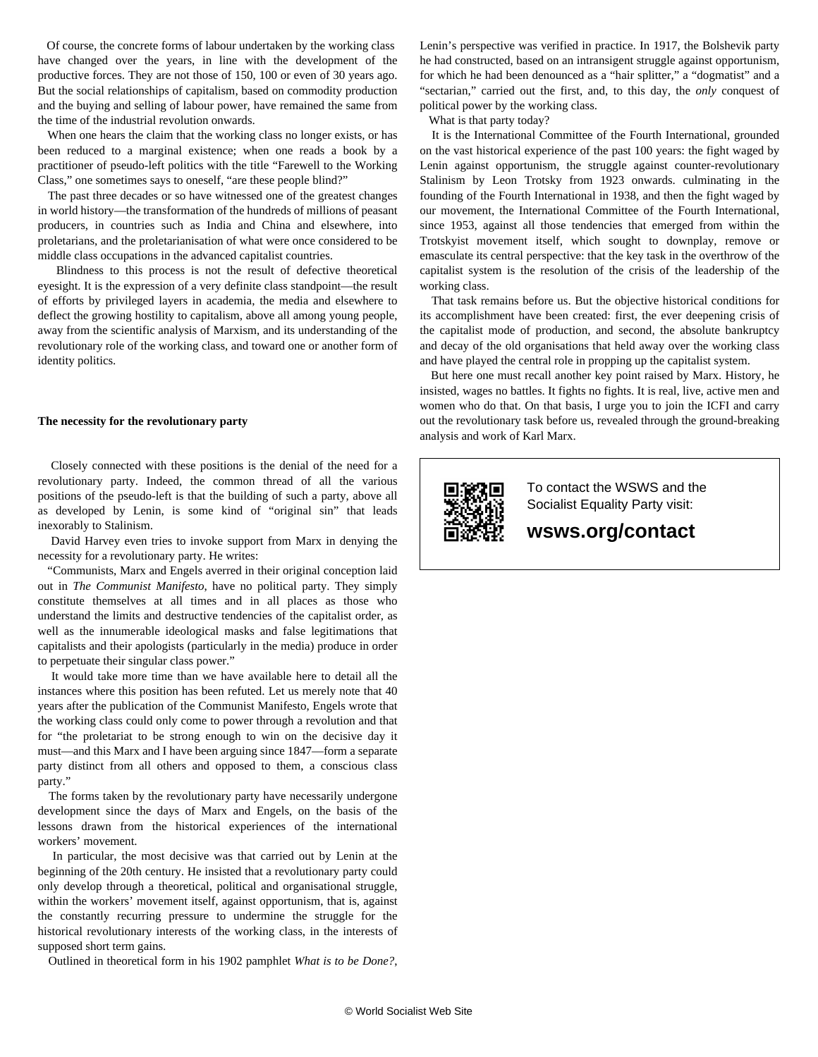Of course, the concrete forms of labour undertaken by the working class have changed over the years, in line with the development of the productive forces. They are not those of 150, 100 or even of 30 years ago. But the social relationships of capitalism, based on commodity production and the buying and selling of labour power, have remained the same from the time of the industrial revolution onwards.

When one hears the claim that the working class no longer exists, or has been reduced to a marginal existence; when one reads a book by a practitioner of pseudo-left politics with the title "Farewell to the Working Class," one sometimes says to oneself, "are these people blind?"

The past three decades or so have witnessed one of the greatest changes in world history—the transformation of the hundreds of millions of peasant producers, in countries such as India and China and elsewhere, into proletarians, and the proletarianisation of what were once considered to be middle class occupations in the advanced capitalist countries.

Blindness to this process is not the result of defective theoretical eyesight. It is the expression of a very definite class standpoint—the result of efforts by privileged layers in academia, the media and elsewhere to deflect the growing hostility to capitalism, above all among young people, away from the scientific analysis of Marxism, and its understanding of the revolutionary role of the working class, and toward one or another form of identity politics.

**The necessity for the revolutionary party**

Closely connected with these positions is the denial of the need for a revolutionary party. Indeed, the common thread of all the various positions of the pseudo-left is that the building of such a party, above all as developed by Lenin, is some kind of "original sin" that leads inexorably to Stalinism.

David Harvey even tries to invoke support from Marx in denying the necessity for a revolutionary party. He writes:

"Communists, Marx and Engels averred in their original conception laid out in *The Communist Manifesto*, have no political party. They simply constitute themselves at all times and in all places as those who understand the limits and destructive tendencies of the capitalist order, as well as the innumerable ideological masks and false legitimations that capitalists and their apologists (particularly in the media) produce in order to perpetuate their singular class power."

It would take more time than we have available here to detail all the instances where this position has been refuted. Let us merely note that 40 years after the publication of the Communist Manifesto, Engels wrote that the working class could only come to power through a revolution and that for "the proletariat to be strong enough to win on the decisive day it must—and this Marx and I have been arguing since 1847—form a separate party distinct from all others and opposed to them, a conscious class party."

The forms taken by the revolutionary party have necessarily undergone development since the days of Marx and Engels, on the basis of the lessons drawn from the historical experiences of the international workers' movement.

In particular, the most decisive was that carried out by Lenin at the beginning of the 20th century. He insisted that a revolutionary party could only develop through a theoretical, political and organisational struggle, within the workers' movement itself, against opportunism, that is, against the constantly recurring pressure to undermine the struggle for the historical revolutionary interests of the working class, in the interests of supposed short term gains.

Outlined in theoretical form in his 1902 pamphlet *What is to be Done?*, Lenin's perspective was verified in practice. In 1917, the Bolshevik party he had constructed, based on an intransigent struggle against opportunism, for which he had been denounced as a "hair splitter," a "dogmatist" and a "sectarian," carried out the first, and, to this day, the *only* conquest of political power by the working class.

What is that party today?

It is the International Committee of the Fourth International, grounded on the vast historical experience of the past 100 years: the fight waged by Lenin against opportunism, the struggle against counter-revolutionary Stalinism by Leon Trotsky from 1923 onwards. culminating in the founding of the Fourth International in 1938, and then the fight waged by our movement, the International Committee of the Fourth International, since 1953, against all those tendencies that emerged from within the Trotskyist movement itself, which sought to downplay, remove or emasculate its central perspective: that the key task in the overthrow of the capitalist system is the resolution of the crisis of the leadership of the working class.

That task remains before us. But the objective historical conditions for its accomplishment have been created: first, the ever deepening crisis of the capitalist mode of production, and second, the absolute bankruptcy and decay of the old organisations that held away over the working class and have played the central role in propping up the capitalist system.

But here one must recall another key point raised by Marx. History, he insisted, wages no battles. It fights no fights. It is real, live, active men and women who do that. On that basis, I urge you to join the ICFI and carry out the revolutionary task before us, revealed through the ground-breaking analysis and work of Karl Marx.

To contact the WSWS and the Socialist Equality Party visit:

**wsws.org/contact**